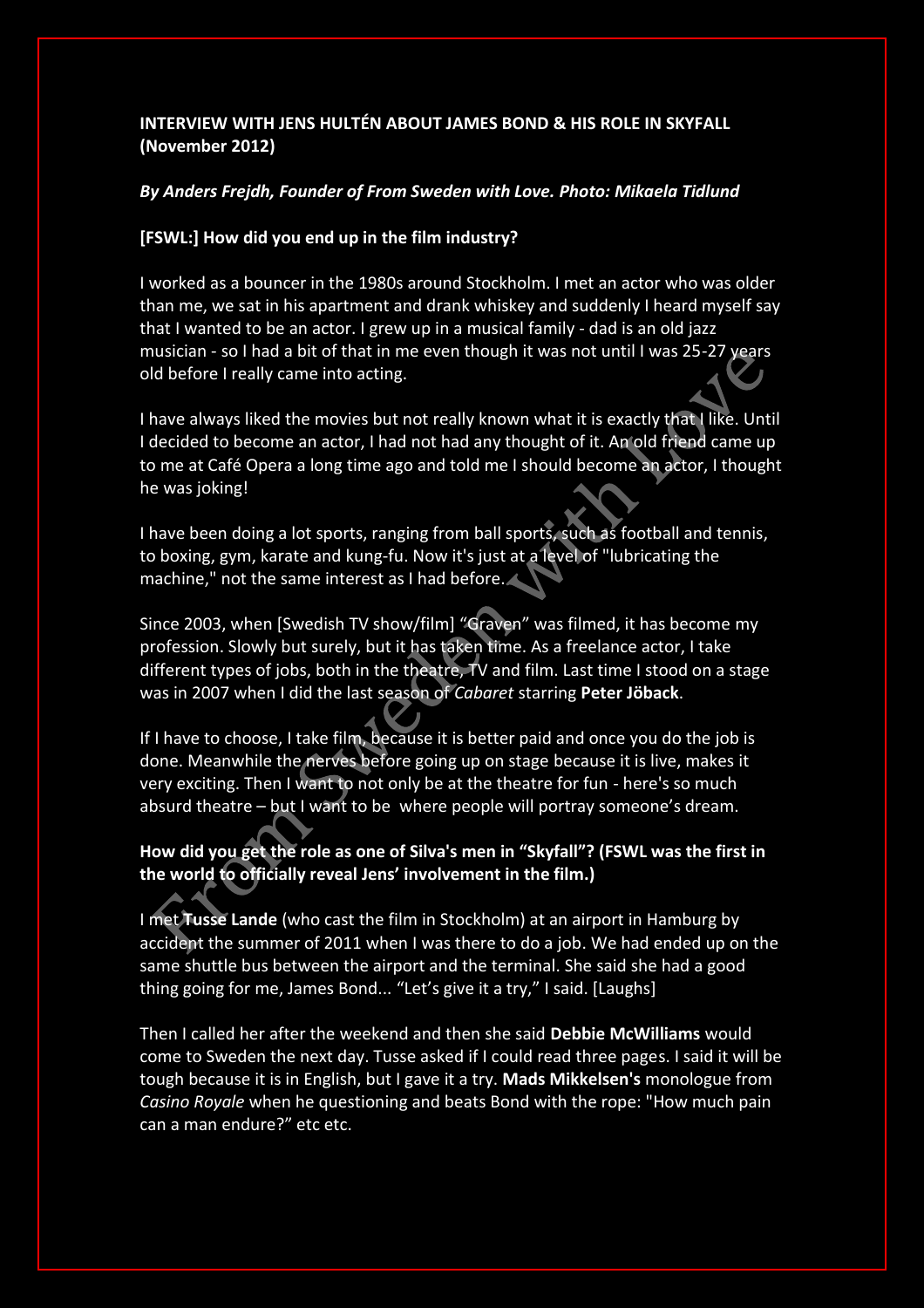**INTERVIEW WITH JENS HULTÉN ABOUT JAMES BOND & HIS ROLE IN SKYFALL (November 2012)**

***By Anders Frejdh, Founder of From Sweden with Love. Photo: Mikaela Tidlund***

**[FSWL:] How did you end up in the film industry?**

I worked as a bouncer in the 1980s around Stockholm. I met an actor who was older than me, we sat in his apartment and drank whiskey and suddenly I heard myself say that I wanted to be an actor. I grew up in a musical family - dad is an old jazz musician - so I had a bit of that in me even though it was not until I was 25-27 years old before I really came into acting.

I have always liked the movies but not really known what it is exactly that I like. Until I decided to become an actor, I had not had any thought of it. An old friend came up to me at Café Opera a long time ago and told me I should become an actor, I thought he was joking!

I have been doing a lot sports, ranging from ball sports such as football and tennis, to boxing, gym, karate and kung-fu. Now it's just at a level of "lubricating the machine," not the same interest as I had before.

Since 2003, when [Swedish TV show/film] "Graven" was filmed, it has become my profession. Slowly but surely, but it has taken time. As a freelance actor, I take different types of jobs, both in the theatre, TV and film. Last time I stood on a stage was in 2007 when I did the last season of *Cabaret* starring **Peter Jöback**.

If I have to choose, I take film because it is better paid and once you do the job is done. Meanwhile the nerves before going up on stage because it is live, makes it very exciting. Then I want to not only be at the theatre for fun - here's so much absurd theatre – but I want to be where people will portray someone's dream.

**How did you get the role as one of Silva's men in "Skyfall"? (FSWL was the first in the world to officially reveal Jens' involvement in the film.)**

I met **Tusse Lande** (who cast the film in Stockholm) at an airport in Hamburg by accident the summer of 2011 when I was there to do a job. We had ended up on the same shuttle bus between the airport and the terminal. She said she had a good thing going for me, James Bond... "Let's give it a try," I said. [Laughs]

Then I called her after the weekend and then she said **Debbie McWilliams** would come to Sweden the next day. Tusse asked if I could read three pages. I said it will be tough because it is in English, but I gave it a try. **Mads Mikkelsen's** monologue from *Casino Royale* when he questioning and beats Bond with the rope: "How much pain can a man endure?" etc etc.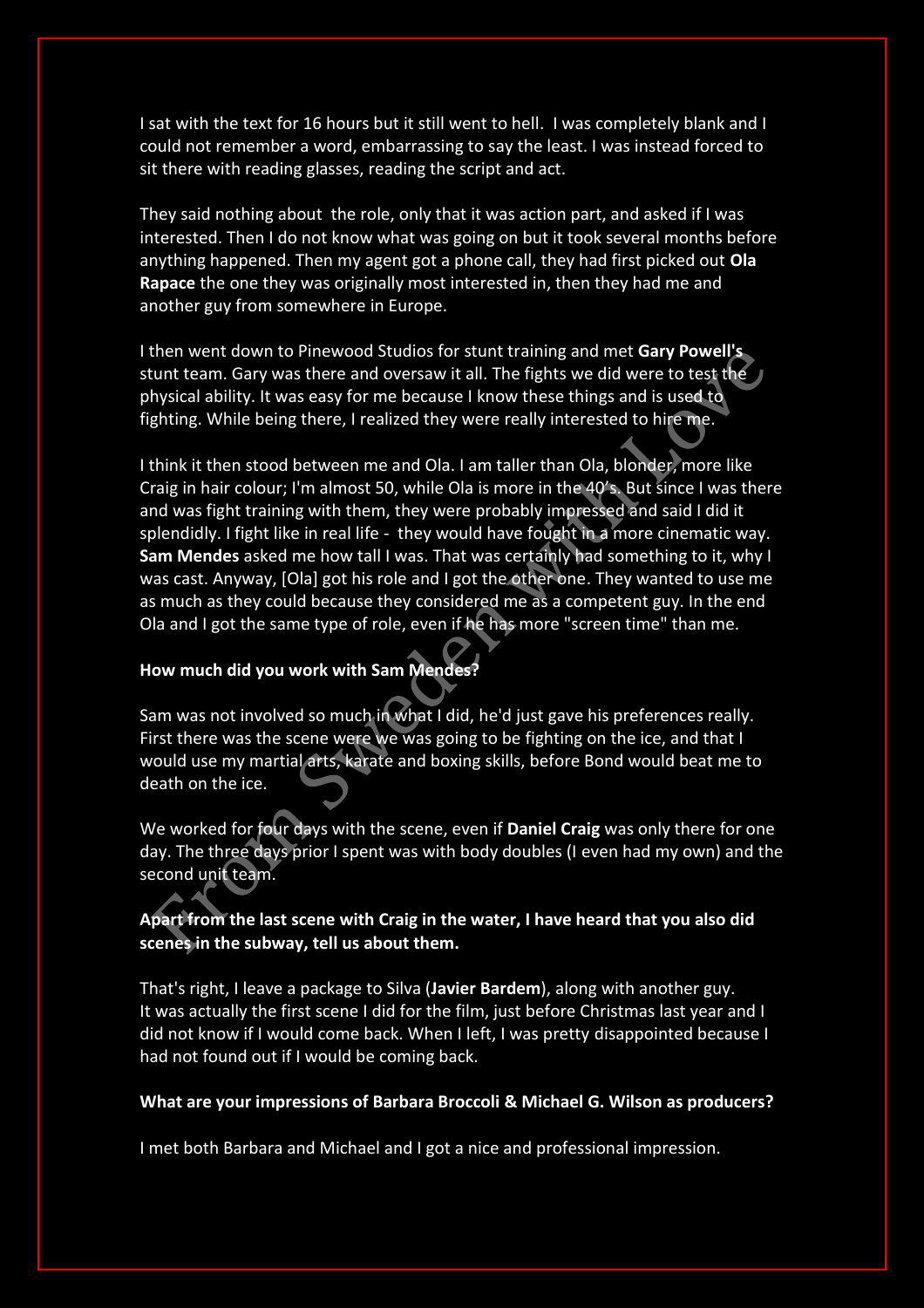I sat with the text for 16 hours but it still went to hell. I was completely blank and I could not remember a word, embarrassing to say the least. I was instead forced to sit there with reading glasses, reading the script and act.

They said nothing about the role, only that it was action part, and asked if I was interested. Then I do not know what was going on but it took several months before anything happened. Then my agent got a phone call, they had first picked out **Ola Rapace** the one they was originally most interested in, then they had me and another guy from somewhere in Europe.

I then went down to Pinewood Studios for stunt training and met **Gary Powell's** stunt team. Gary was there and oversaw it all. The fights we did were to test the physical ability. It was easy for me because I know these things and is used to fighting. While being there, I realized they were really interested to hire me.

I think it then stood between me and Ola. I am taller than Ola, blonde, more like Craig in hair colour; I'm almost 50, while Ola is more in the 40's. But since I was there and was fight training with them, they were probably impressed and said I did it splendidly. I fight like in real life - they would have fought in a more cinematic way. **Sam Mendes** asked me how tall I was. That was certainly had something to it, why I was cast. Anyway, [Ola] got his role and I got the other one. They wanted to use me as much as they could because they considered me as a competent guy. In the end Ola and I got the same type of role, even if he has more "screen time" than me.

**How much did you work with Sam Mendes?**

Sam was not involved so much in what I did, he'd just gave his preferences really. First there was the scene were we was going to be fighting on the ice, and that I would use my martial arts, karate and boxing skills, before Bond would beat me to death on the ice.

We worked for four days with the scene, even if **Daniel Craig** was only there for one day. The three days prior I spent was with body doubles (I even had my own) and the second unit team.

**Apart from the last scene with Craig in the water, I have heard that you also did scenes in the subway, tell us about them.**

That's right, I leave a package to Silva (**Javier Bardem**), along with another guy. It was actually the first scene I did for the film, just before Christmas last year and I did not know if I would come back. When I left, I was pretty disappointed because I had not found out if I would be coming back.

**What are your impressions of Barbara Broccoli & Michael G. Wilson as producers?**

I met both Barbara and Michael and I got a nice and professional impression.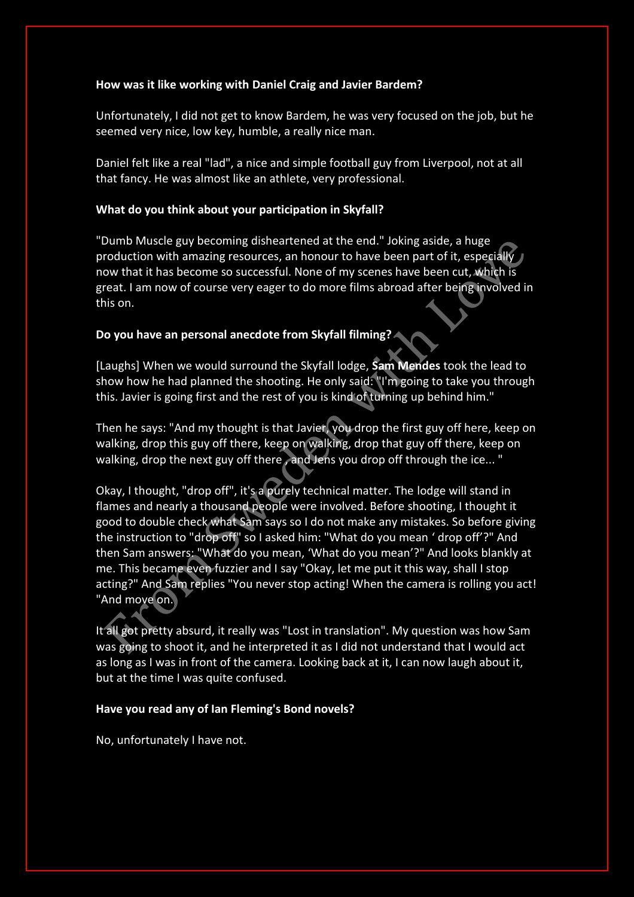**How was it like working with Daniel Craig and Javier Bardem?**

Unfortunately, I did not get to know Bardem, he was very focused on the job, but he seemed very nice, low key, humble, a really nice man.

Daniel felt like a real "lad", a nice and simple football guy from Liverpool, not at all that fancy. He was almost like an athlete, very professional.

**What do you think about your participation in Skyfall?**

"Dumb Muscle guy becoming disheartened at the end." Joking aside, a huge production with amazing resources, an honour to have been part of it, especially now that it has become so successful. None of my scenes have been cut, which is great. I am now of course very eager to do more films abroad after being involved in this on.

**Do you have an personal anecdote from Skyfall filming?**

[Laughs] When we would surround the Skyfall lodge, **Sam Mendes** took the lead to show how he had planned the shooting. He only said: "I'm going to take you through this. Javier is going first and the rest of you is kind of turning up behind him."

Then he says: "And my thought is that Javier you drop the first guy off here, keep on walking, drop this guy off there, keep on walking, drop that guy off there, keep on walking, drop the next guy off there and Jens you drop off through the ice... "

Okay, I thought, "drop off", it's a purely technical matter. The lodge will stand in flames and nearly a thousand people were involved. Before shooting, I thought it good to double check what Sam says so I do not make any mistakes. So before giving the instruction to "drop off" so I asked him: "What do you mean ' drop off'?" And then Sam answers: "What do you mean, 'What do you mean'?" And looks blankly at me. This became even fuzzier and I say "Okay, let me put it this way, shall I stop acting?" And Sam replies "You never stop acting! When the camera is rolling you act! "And move on.

It all got pretty absurd, it really was "Lost in translation". My question was how Sam was going to shoot it, and he interpreted it as I did not understand that I would act as long as I was in front of the camera. Looking back at it, I can now laugh about it, but at the time I was quite confused.

**Have you read any of Ian Fleming's Bond novels?**

No, unfortunately I have not.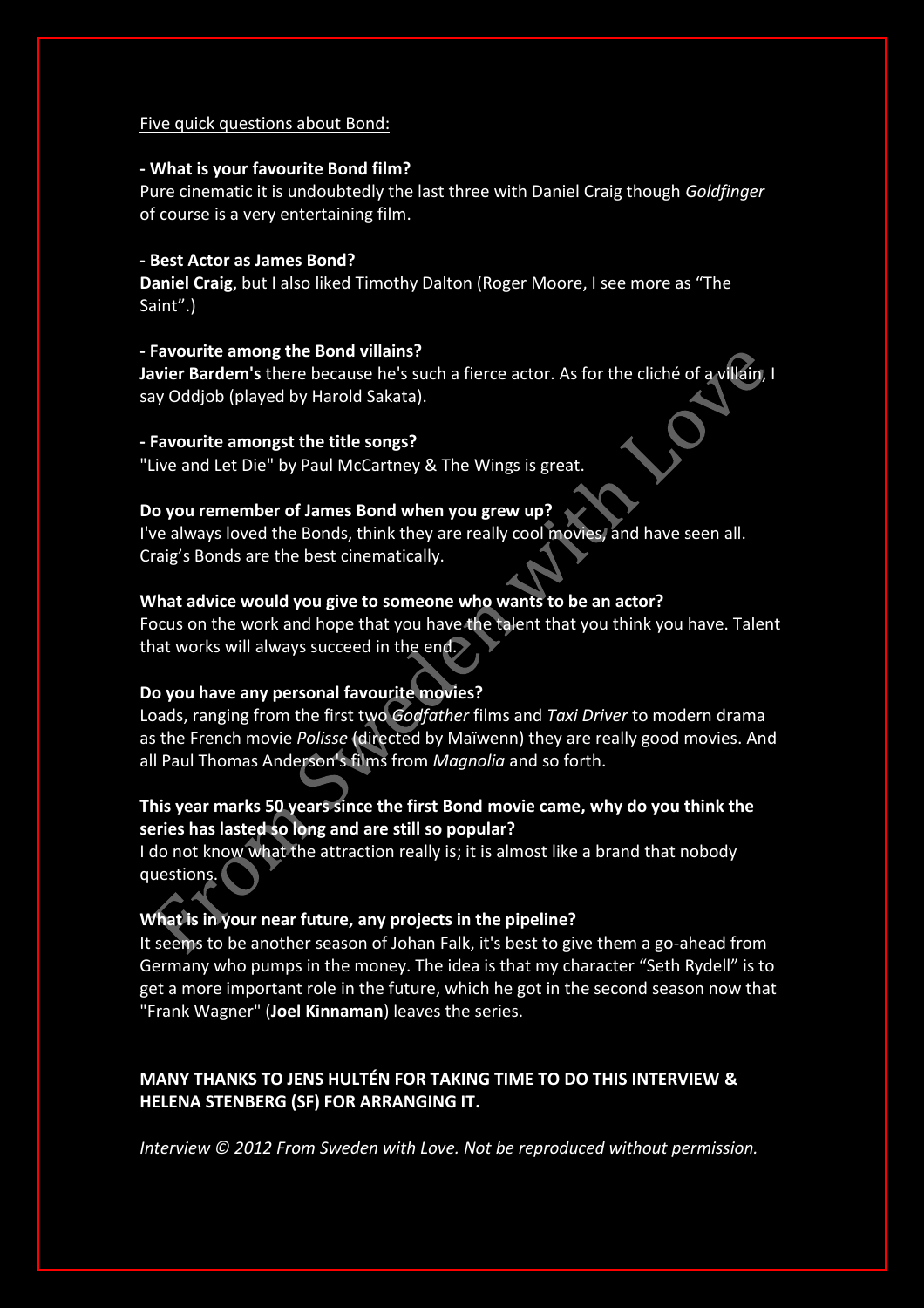Five quick questions about Bond:

**- What is your favourite Bond film?**
Pure cinematic it is undoubtedly the last three with Daniel Craig though *Goldfinger* of course is a very entertaining film.

**- Best Actor as James Bond?**
**Daniel Craig**, but I also liked Timothy Dalton (Roger Moore, I see more as "The Saint".)

**- Favourite among the Bond villains?**
**Javier Bardem's** there because he's such a fierce actor. As for the cliché of a villain, I say Oddjob (played by Harold Sakata).

**- Favourite amongst the title songs?**
"Live and Let Die" by Paul McCartney & The Wings is great.

**Do you remember of James Bond when you grew up?**
I've always loved the Bonds, think they are really cool movies, and have seen all. Craig's Bonds are the best cinematically.

**What advice would you give to someone who wants to be an actor?**
Focus on the work and hope that you have the talent that you think you have. Talent that works will always succeed in the end.

**Do you have any personal favourite movies?**
Loads, ranging from the first two *Godfather* films and *Taxi Driver* to modern drama as the French movie *Polisse* (directed by Maïwenn) they are really good movies. And all Paul Thomas Anderson's films from *Magnolia* and so forth.

**This year marks 50 years since the first Bond movie came, why do you think the series has lasted so long and are still so popular?**
I do not know what the attraction really is; it is almost like a brand that nobody questions.

**What is in your near future, any projects in the pipeline?**
It seems to be another season of Johan Falk, it's best to give them a go-ahead from Germany who pumps in the money. The idea is that my character "Seth Rydell" is to get a more important role in the future, which he got in the second season now that "Frank Wagner" (**Joel Kinnaman**) leaves the series.

**MANY THANKS TO JENS HULTÉN FOR TAKING TIME TO DO THIS INTERVIEW & HELENA STENBERG (SF) FOR ARRANGING IT.**

*Interview © 2012 From Sweden with Love. Not be reproduced without permission.*